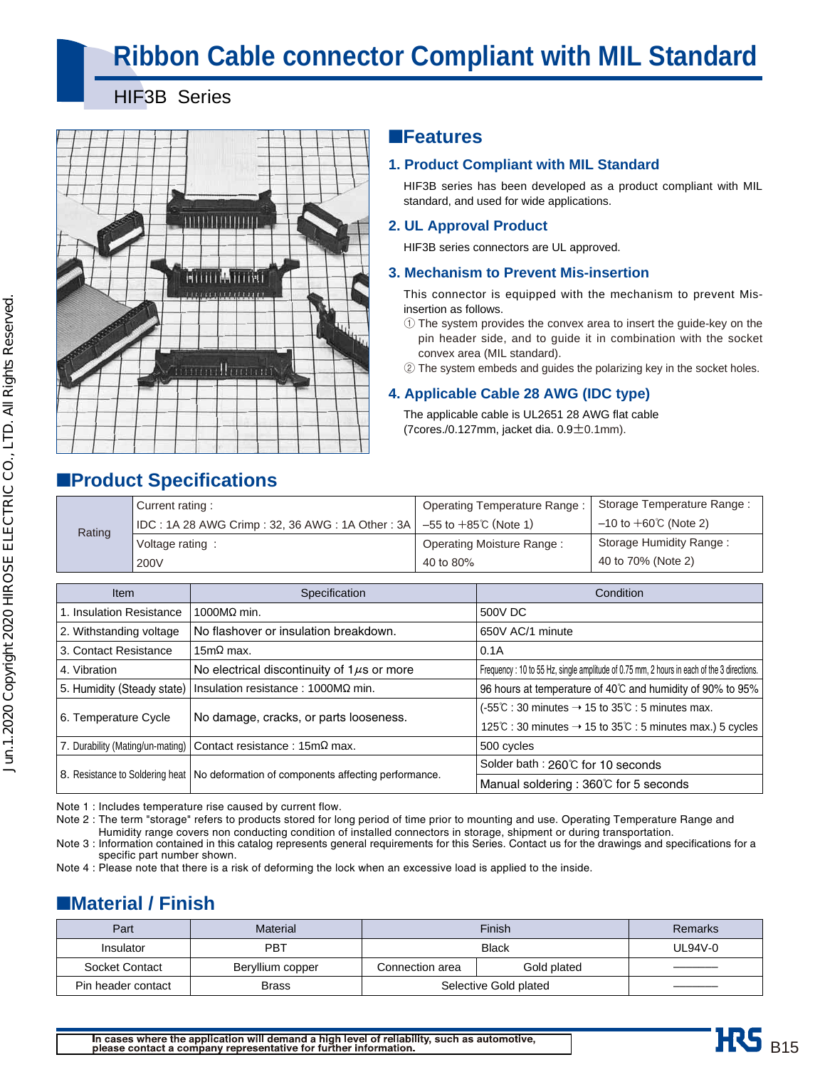# Ribbon Cable connector Compliant with MIL Standard

HIF3B Series

## ■Features

### 1. Product Compliant with MIL Standard

HIF3B series has been developed as a product compliant with MIL standard, and used for wide applications.

### 2. UL Approval Product

HIF3B series connectors are UL approved.

### 3. Mechanism to Prevent Mis-insertion

This connector is equipped with the mechanism to prevent Mis-insertion as follows.

① The system provides the convex area to insert the guide-key on the pin header side, and to guide it in combination with the socket convex area (MIL standard).

② The system embeds and guides the polarizing key in the socket holes.

### 4. Applicable Cable 28 AWG (IDC type)

The applicable cable is UL2651 28 AWG flat cable (7cores./0.127mm, jacket dia. 0.9±0.1mm).

## ■Product Specifications

| Rating | | | |
|---|---|---|---|
| Rating | Current rating : IDC : 1A 28 AWG Crimp : 32, 36 AWG : 1A Other : 3A | Operating Temperature Range : –55 to +85℃ (Note 1) | Storage Temperature Range : –10 to +60℃ (Note 2) |
| | Voltage rating : 200V | Operating Moisture Range : 40 to 80% | Storage Humidity Range : 40 to 70% (Note 2) |

| Item | Specification | Condition |
|---|---|---|
| 1. Insulation Resistance | 1000MΩ min. | 500V DC |
| 2. Withstanding voltage | No flashover or insulation breakdown. | 650V AC/1 minute |
| 3. Contact Resistance | 15mΩ max. | 0.1A |
| 4. Vibration | No electrical discontinuity of 1$\mu$s or more | Frequency : 10 to 55 Hz, single amplitude of 0.75 mm, 2 hours in each of the 3 directions. |
| 5. Humidity (Steady state) | Insulation resistance : 1000MΩ min. | 96 hours at temperature of 40℃ and humidity of 90% to 95% |
| 6. Temperature Cycle | No damage, cracks, or parts looseness. | (-55℃ : 30 minutes → 15 to 35℃ : 5 minutes max. 125℃ : 30 minutes → 15 to 35℃ : 5 minutes max.) 5 cycles |
| 7. Durability (Mating/un-mating) | Contact resistance : 15mΩ max. | 500 cycles |
| 8. Resistance to Soldering heat | No deformation of components affecting performance. | Solder bath : 260℃ for 10 seconds |
| | | Manual soldering : 360℃ for 5 seconds |

Note 1 : Includes temperature rise caused by current flow.

Note 2 : The term "storage" refers to products stored for long period of time prior to mounting and use. Operating Temperature Range and Humidity range covers non conducting condition of installed connectors in storage, shipment or during transportation.

Note 3 : Information contained in this catalog represents general requirements for this Series. Contact us for the drawings and specifications for a specific part number shown.

Note 4 : Please note that there is a risk of deforming the lock when an excessive load is applied to the inside.

## ■Material / Finish

| Part | Material | Finish | | Remarks |
|---|---|---|---|---|
| Insulator | PBT | Black | | UL94V-0 |
| Socket Contact | Beryllium copper | Connection area | Gold plated | ――― |
| Pin header contact | Brass | Selective Gold plated | | ――― |

In cases where the application will demand a high level of reliability, such as automotive, please contact a company representative for further information.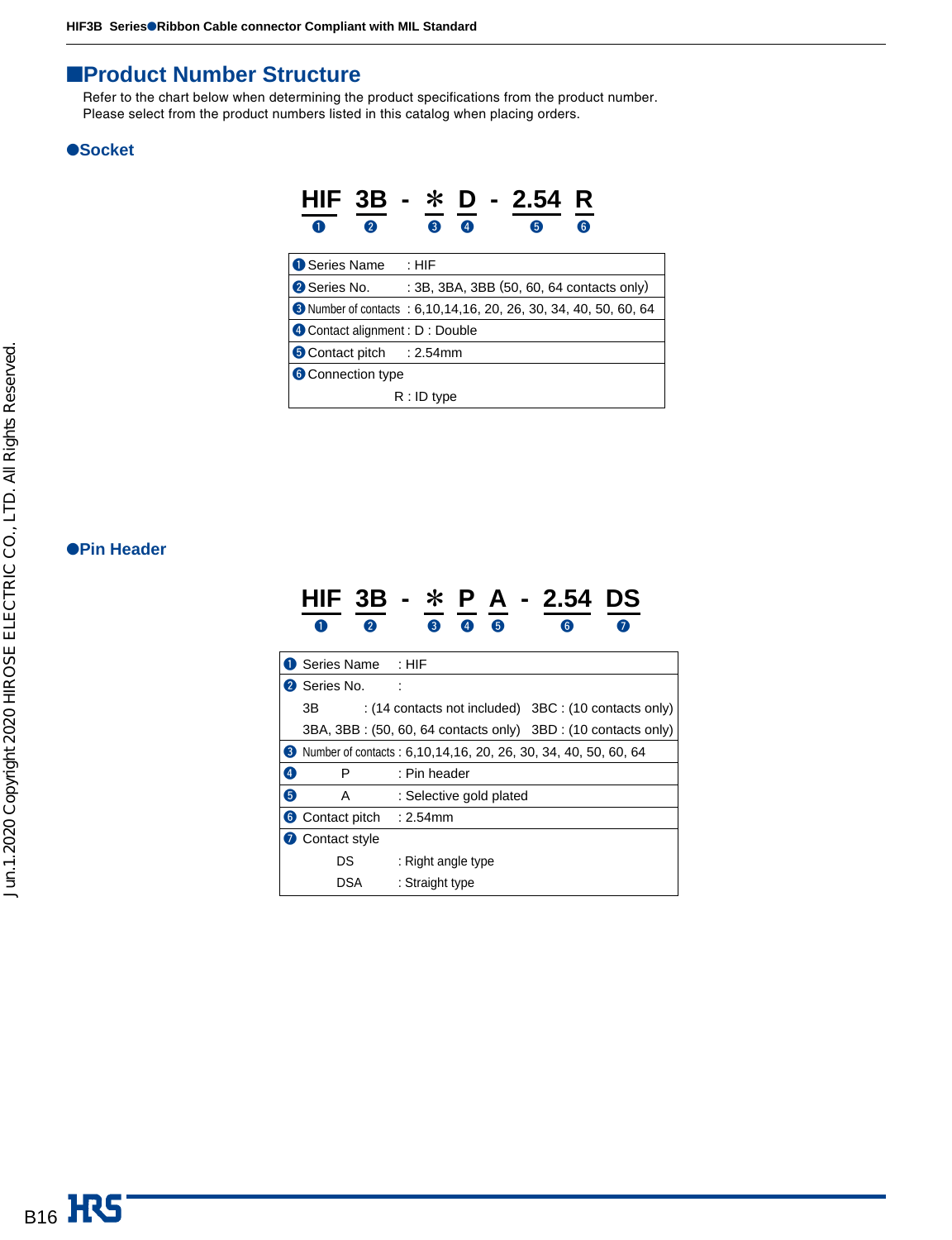## ■Product Number Structure

Refer to the chart below when determining the product specifications from the product number.
Please select from the product numbers listed in this catalog when placing orders.

### ●Socket

**HIF 3B - ＊ D - 2.54 R**
❶ ❷ ❸ ❹ ❺ ❻

| | |
|---|---|
| ❶ Series Name | : HIF |
| ❷ Series No. | : 3B, 3BA, 3BB (50, 60, 64 contacts only) |
| ❸ Number of contacts | : 6,10,14,16, 20, 26, 30, 34, 40, 50, 60, 64 |
| ❹ Contact alignment | : D : Double |
| ❺ Contact pitch | : 2.54mm |
| ❻ Connection type | R : ID type |

### ●Pin Header

**HIF 3B - ＊ P A - 2.54 DS**
❶ ❷ ❸ ❹ ❺ ❻ ❼

| | |
|---|---|
| ❶ Series Name | : HIF |
| ❷ Series No. | : 3B : (14 contacts not included) 3BC : (10 contacts only)<br>3BA, 3BB : (50, 60, 64 contacts only) 3BD : (10 contacts only) |
| ❸ Number of contacts | : 6,10,14,16, 20, 26, 30, 34, 40, 50, 60, 64 |
| ❹ P | : Pin header |
| ❺ A | : Selective gold plated |
| ❻ Contact pitch | : 2.54mm |
| ❼ Contact style | DS : Right angle type<br>DSA : Straight type |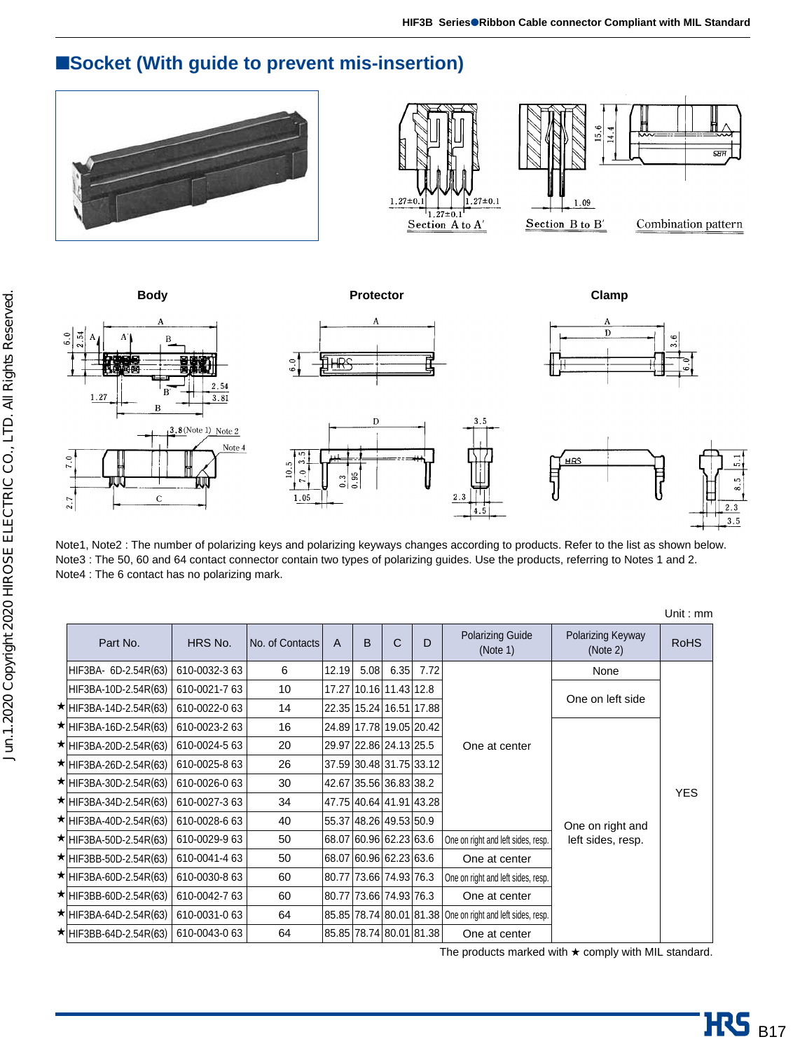## ■Socket (With guide to prevent mis-insertion)

Section A to A′

Section B to B′

Combination pattern

**Body**

**Protector**

**Clamp**

Note1, Note2 : The number of polarizing keys and polarizing keyways changes according to products. Refer to the list as shown below.
Note3 : The 50, 60 and 64 contact connector contain two types of polarizing guides. Use the products, referring to Notes 1 and 2.
Note4 : The 6 contact has no polarizing mark.

Unit : mm

| Part No. | HRS No. | No. of Contacts | A | B | C | D | Polarizing Guide (Note 1) | Polarizing Keyway (Note 2) | RoHS |
|---|---|---|---|---|---|---|---|---|---|
| HIF3BA- 6D-2.54R(63) | 610-0032-3 63 | 6 | 12.19 | 5.08 | 6.35 | 7.72 | One at center | None | YES |
| HIF3BA-10D-2.54R(63) | 610-0021-7 63 | 10 | 17.27 | 10.16 | 11.43 | 12.8 | One at center | One on left side | YES |
| ★HIF3BA-14D-2.54R(63) | 610-0022-0 63 | 14 | 22.35 | 15.24 | 16.51 | 17.88 | One at center | One on left side | YES |
| ★HIF3BA-16D-2.54R(63) | 610-0023-2 63 | 16 | 24.89 | 17.78 | 19.05 | 20.42 | One at center | One on right and left sides, resp. | YES |
| ★HIF3BA-20D-2.54R(63) | 610-0024-5 63 | 20 | 29.97 | 22.86 | 24.13 | 25.5 | One at center | One on right and left sides, resp. | YES |
| ★HIF3BA-26D-2.54R(63) | 610-0025-8 63 | 26 | 37.59 | 30.48 | 31.75 | 33.12 | One at center | One on right and left sides, resp. | YES |
| ★HIF3BA-30D-2.54R(63) | 610-0026-0 63 | 30 | 42.67 | 35.56 | 36.83 | 38.2 | One at center | One on right and left sides, resp. | YES |
| ★HIF3BA-34D-2.54R(63) | 610-0027-3 63 | 34 | 47.75 | 40.64 | 41.91 | 43.28 | One at center | One on right and left sides, resp. | YES |
| ★HIF3BA-40D-2.54R(63) | 610-0028-6 63 | 40 | 55.37 | 48.26 | 49.53 | 50.9 | One at center | One on right and left sides, resp. | YES |
| ★HIF3BA-50D-2.54R(63) | 610-0029-9 63 | 50 | 68.07 | 60.96 | 62.23 | 63.6 | One on right and left sides, resp. | One on right and left sides, resp. | YES |
| ★HIF3BB-50D-2.54R(63) | 610-0041-4 63 | 50 | 68.07 | 60.96 | 62.23 | 63.6 | One at center | One on right and left sides, resp. | YES |
| ★HIF3BA-60D-2.54R(63) | 610-0030-8 63 | 60 | 80.77 | 73.66 | 74.93 | 76.3 | One on right and left sides, resp. | One on right and left sides, resp. | YES |
| ★HIF3BB-60D-2.54R(63) | 610-0042-7 63 | 60 | 80.77 | 73.66 | 74.93 | 76.3 | One at center | One on right and left sides, resp. | YES |
| ★HIF3BA-64D-2.54R(63) | 610-0031-0 63 | 64 | 85.85 | 78.74 | 80.01 | 81.38 | One on right and left sides, resp. | One on right and left sides, resp. | YES |
| ★HIF3BB-64D-2.54R(63) | 610-0043-0 63 | 64 | 85.85 | 78.74 | 80.01 | 81.38 | One at center | One on right and left sides, resp. | YES |

The products marked with ★ comply with MIL standard.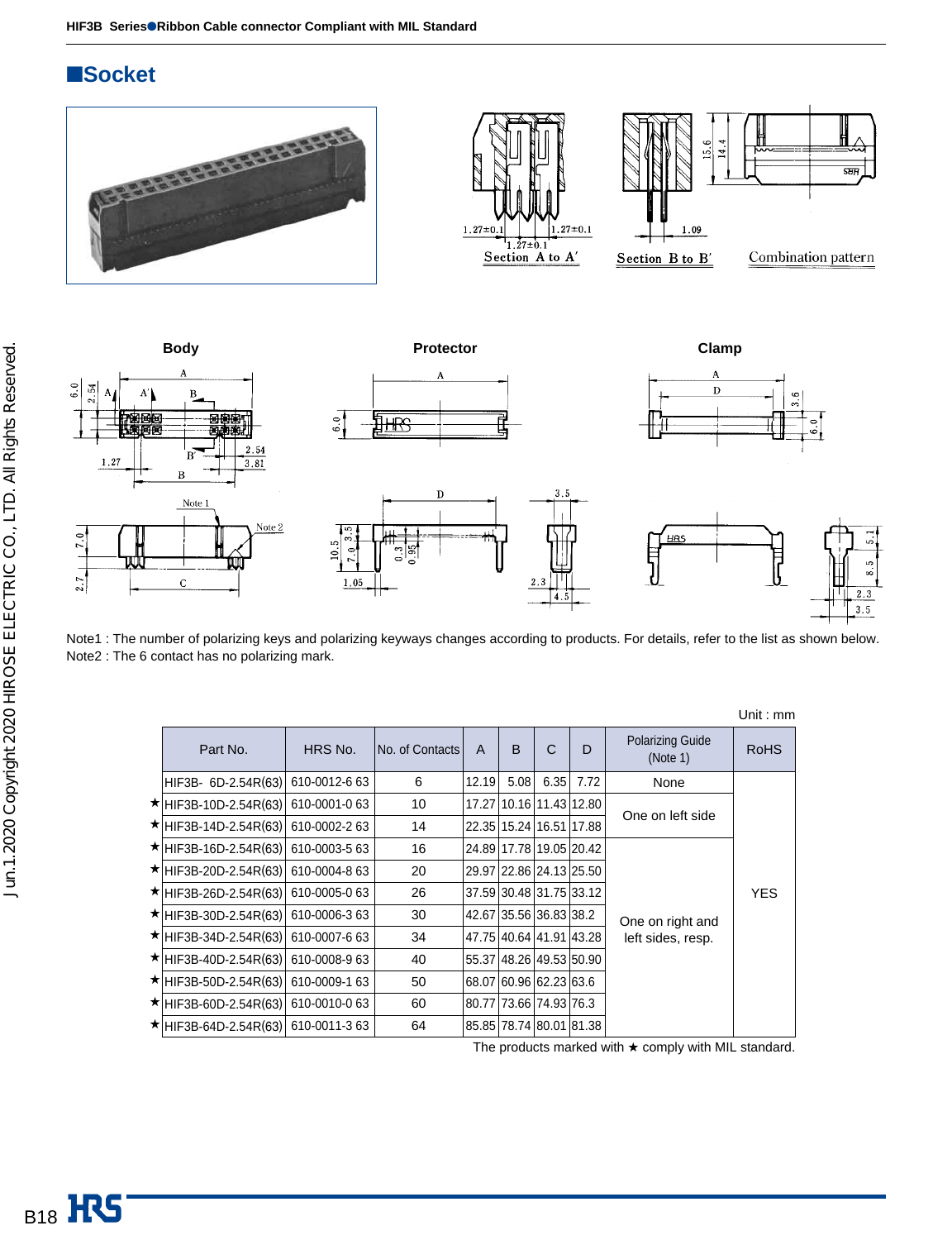## ■Socket

Section A to A′

Section B to B′

Combination pattern

Body

Protector

Clamp

Note1 : The number of polarizing keys and polarizing keyways changes according to products. For details, refer to the list as shown below.
Note2 : The 6 contact has no polarizing mark.

Unit : mm

| Part No. | HRS No. | No. of Contacts | A | B | C | D | Polarizing Guide (Note 1) | RoHS |
|---|---|---|---|---|---|---|---|---|
| HIF3B- 6D-2.54R(63) | 610-0012-6 63 | 6 | 12.19 | 5.08 | 6.35 | 7.72 | None | YES |
| ★HIF3B-10D-2.54R(63) | 610-0001-0 63 | 10 | 17.27 | 10.16 | 11.43 | 12.80 | One on left side | |
| ★HIF3B-14D-2.54R(63) | 610-0002-2 63 | 14 | 22.35 | 15.24 | 16.51 | 17.88 | | |
| ★HIF3B-16D-2.54R(63) | 610-0003-5 63 | 16 | 24.89 | 17.78 | 19.05 | 20.42 | One on right and left sides, resp. | |
| ★HIF3B-20D-2.54R(63) | 610-0004-8 63 | 20 | 29.97 | 22.86 | 24.13 | 25.50 | | |
| ★HIF3B-26D-2.54R(63) | 610-0005-0 63 | 26 | 37.59 | 30.48 | 31.75 | 33.12 | | |
| ★HIF3B-30D-2.54R(63) | 610-0006-3 63 | 30 | 42.67 | 35.56 | 36.83 | 38.2 | | |
| ★HIF3B-34D-2.54R(63) | 610-0007-6 63 | 34 | 47.75 | 40.64 | 41.91 | 43.28 | | |
| ★HIF3B-40D-2.54R(63) | 610-0008-9 63 | 40 | 55.37 | 48.26 | 49.53 | 50.90 | | |
| ★HIF3B-50D-2.54R(63) | 610-0009-1 63 | 50 | 68.07 | 60.96 | 62.23 | 63.6 | | |
| ★HIF3B-60D-2.54R(63) | 610-0010-0 63 | 60 | 80.77 | 73.66 | 74.93 | 76.3 | | |
| ★HIF3B-64D-2.54R(63) | 610-0011-3 63 | 64 | 85.85 | 78.74 | 80.01 | 81.38 | | |

The products marked with ★ comply with MIL standard.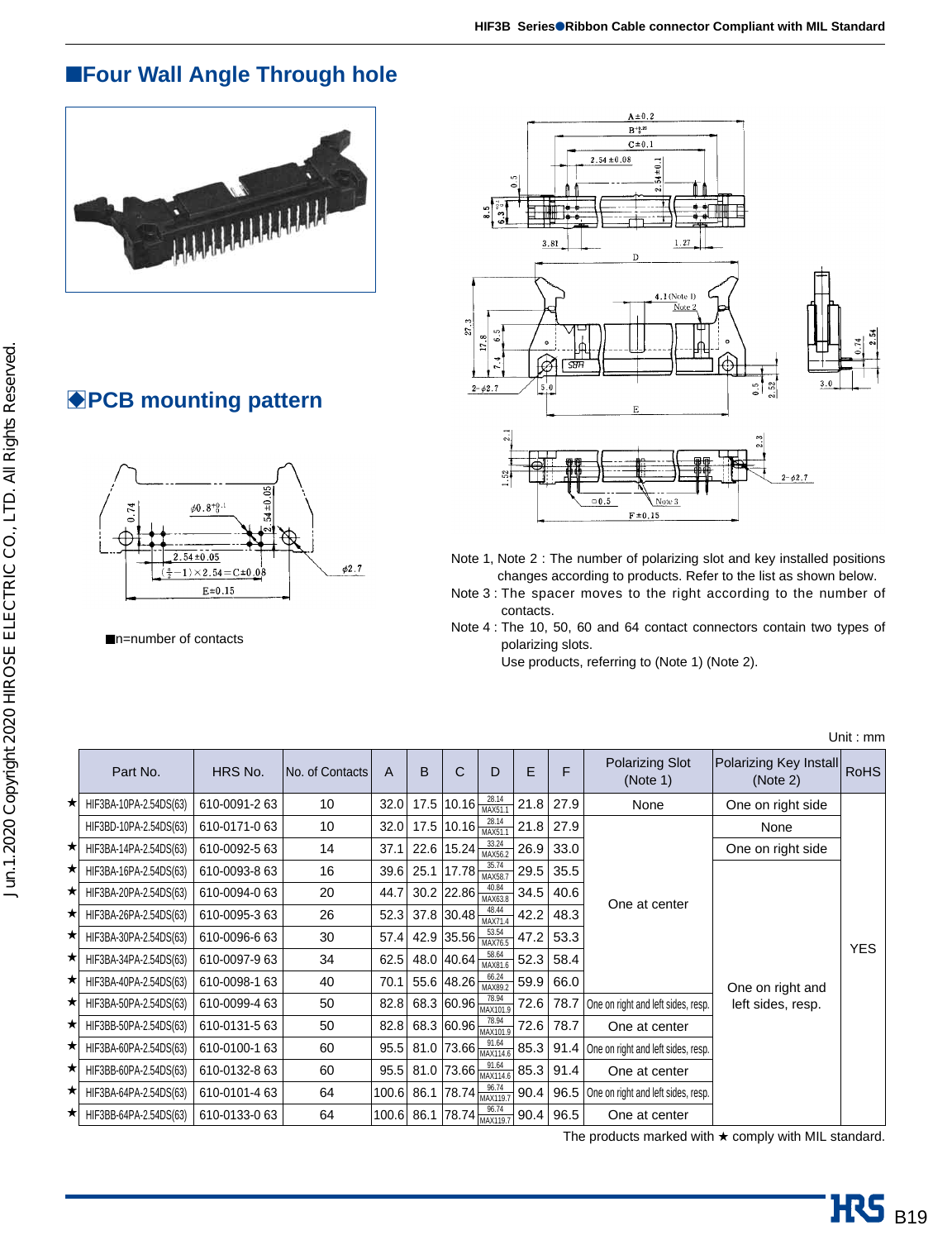## ■Four Wall Angle Through hole

## ◆PCB mounting pattern

■n=number of contacts

Note 1, Note 2 : The number of polarizing slot and key installed positions changes according to products. Refer to the list as shown below.

Note 3 : The spacer moves to the right according to the number of contacts.

Note 4 : The 10, 50, 60 and 64 contact connectors contain two types of polarizing slots.
Use products, referring to (Note 1) (Note 2).

Unit : mm

| | Part No. | HRS No. | No. of Contacts | A | B | C | D | E | F | Polarizing Slot (Note 1) | Polarizing Key Install (Note 2) | RoHS |
|---|---|---|---|---|---|---|---|---|---|---|---|---|
| ★ | HIF3BA-10PA-2.54DS(63) | 610-0091-2 63 | 10 | 32.0 | 17.5 | 10.16 | 28.14 MAX51.1 | 21.8 | 27.9 | None | One on right side | YES |
| | HIF3BD-10PA-2.54DS(63) | 610-0171-0 63 | 10 | 32.0 | 17.5 | 10.16 | 28.14 MAX51.1 | 21.8 | 27.9 | One at center | None | |
| ★ | HIF3BA-14PA-2.54DS(63) | 610-0092-5 63 | 14 | 37.1 | 22.6 | 15.24 | 33.24 MAX56.2 | 26.9 | 33.0 | | One on right side | |
| ★ | HIF3BA-16PA-2.54DS(63) | 610-0093-8 63 | 16 | 39.6 | 25.1 | 17.78 | 35.74 MAX58.7 | 29.5 | 35.5 | | One on right and left sides, resp. | |
| ★ | HIF3BA-20PA-2.54DS(63) | 610-0094-0 63 | 20 | 44.7 | 30.2 | 22.86 | 40.84 MAX63.8 | 34.5 | 40.6 | | | |
| ★ | HIF3BA-26PA-2.54DS(63) | 610-0095-3 63 | 26 | 52.3 | 37.8 | 30.48 | 48.44 MAX71.4 | 42.2 | 48.3 | | | |
| ★ | HIF3BA-30PA-2.54DS(63) | 610-0096-6 63 | 30 | 57.4 | 42.9 | 35.56 | 53.54 MAX76.5 | 47.2 | 53.3 | | | |
| ★ | HIF3BA-34PA-2.54DS(63) | 610-0097-9 63 | 34 | 62.5 | 48.0 | 40.64 | 58.64 MAX81.6 | 52.3 | 58.4 | | | |
| ★ | HIF3BA-40PA-2.54DS(63) | 610-0098-1 63 | 40 | 70.1 | 55.6 | 48.26 | 66.24 MAX89.2 | 59.9 | 66.0 | | | |
| ★ | HIF3BA-50PA-2.54DS(63) | 610-0099-4 63 | 50 | 82.8 | 68.3 | 60.96 | 78.94 MAX101.9 | 72.6 | 78.7 | One on right and left sides, resp. | | |
| ★ | HIF3BB-50PA-2.54DS(63) | 610-0131-5 63 | 50 | 82.8 | 68.3 | 60.96 | 78.94 MAX101.9 | 72.6 | 78.7 | One at center | | |
| ★ | HIF3BA-60PA-2.54DS(63) | 610-0100-1 63 | 60 | 95.5 | 81.0 | 73.66 | 91.64 MAX114.6 | 85.3 | 91.4 | One on right and left sides, resp. | | |
| ★ | HIF3BB-60PA-2.54DS(63) | 610-0132-8 63 | 60 | 95.5 | 81.0 | 73.66 | 91.64 MAX114.6 | 85.3 | 91.4 | One at center | | |
| ★ | HIF3BA-64PA-2.54DS(63) | 610-0101-4 63 | 64 | 100.6 | 86.1 | 78.74 | 96.74 MAX119.7 | 90.4 | 96.5 | One on right and left sides, resp. | | |
| ★ | HIF3BB-64PA-2.54DS(63) | 610-0133-0 63 | 64 | 100.6 | 86.1 | 78.74 | 96.74 MAX119.7 | 90.4 | 96.5 | One at center | | |

The products marked with ★ comply with MIL standard.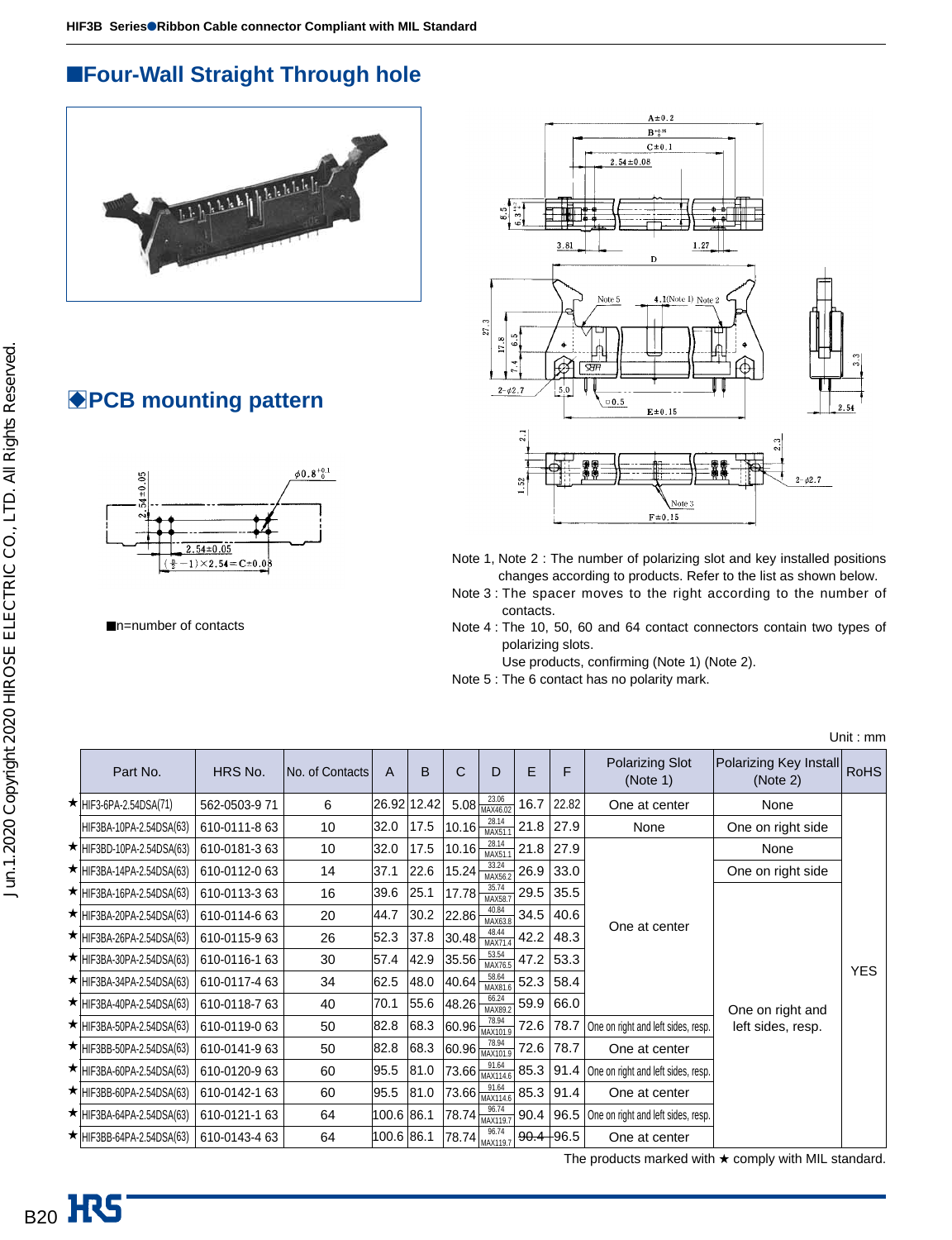## ■Four-Wall Straight Through hole

## ◆PCB mounting pattern

■n=number of contacts

Note 1, Note 2 : The number of polarizing slot and key installed positions changes according to products. Refer to the list as shown below.
Note 3 : The spacer moves to the right according to the number of contacts.
Note 4 : The 10, 50, 60 and 64 contact connectors contain two types of polarizing slots.
Use products, confirming (Note 1) (Note 2).
Note 5 : The 6 contact has no polarity mark.

Unit : mm

| | Part No. | HRS No. | No. of Contacts | A | B | C | D | E | F | Polarizing Slot (Note 1) | Polarizing Key Install (Note 2) | RoHS |
|---|---|---|---|---|---|---|---|---|---|---|---|---|
| ★ | HIF3-6PA-2.54DSA(71) | 562-0503-9 71 | 6 | 26.92 | 12.42 | 5.08 | 23.06 MAX46.02 | 16.7 | 22.82 | One at center | None | YES |
| | HIF3BA-10PA-2.54DSA(63) | 610-0111-8 63 | 10 | 32.0 | 17.5 | 10.16 | 28.14 MAX51.1 | 21.8 | 27.9 | None | One on right side | YES |
| ★ | HIF3BD-10PA-2.54DSA(63) | 610-0181-3 63 | 10 | 32.0 | 17.5 | 10.16 | 28.14 MAX51.1 | 21.8 | 27.9 | One at center | None | YES |
| ★ | HIF3BA-14PA-2.54DSA(63) | 610-0112-0 63 | 14 | 37.1 | 22.6 | 15.24 | 33.24 MAX56.2 | 26.9 | 33.0 | One at center | One on right side | YES |
| ★ | HIF3BA-16PA-2.54DSA(63) | 610-0113-3 63 | 16 | 39.6 | 25.1 | 17.78 | 35.74 MAX58.7 | 29.5 | 35.5 | One at center | One on right and left sides, resp. | YES |
| ★ | HIF3BA-20PA-2.54DSA(63) | 610-0114-6 63 | 20 | 44.7 | 30.2 | 22.86 | 40.84 MAX63.8 | 34.5 | 40.6 | One at center | One on right and left sides, resp. | YES |
| ★ | HIF3BA-26PA-2.54DSA(63) | 610-0115-9 63 | 26 | 52.3 | 37.8 | 30.48 | 48.44 MAX71.4 | 42.2 | 48.3 | One at center | One on right and left sides, resp. | YES |
| ★ | HIF3BA-30PA-2.54DSA(63) | 610-0116-1 63 | 30 | 57.4 | 42.9 | 35.56 | 53.54 MAX76.5 | 47.2 | 53.3 | One at center | One on right and left sides, resp. | YES |
| ★ | HIF3BA-34PA-2.54DSA(63) | 610-0117-4 63 | 34 | 62.5 | 48.0 | 40.64 | 58.64 MAX81.6 | 52.3 | 58.4 | One at center | One on right and left sides, resp. | YES |
| ★ | HIF3BA-40PA-2.54DSA(63) | 610-0118-7 63 | 40 | 70.1 | 55.6 | 48.26 | 66.24 MAX89.2 | 59.9 | 66.0 | One at center | One on right and left sides, resp. | YES |
| ★ | HIF3BA-50PA-2.54DSA(63) | 610-0119-0 63 | 50 | 82.8 | 68.3 | 60.96 | 78.94 MAX101.9 | 72.6 | 78.7 | One on right and left sides, resp. | One on right and left sides, resp. | YES |
| ★ | HIF3BB-50PA-2.54DSA(63) | 610-0141-9 63 | 50 | 82.8 | 68.3 | 60.96 | 78.94 MAX101.9 | 72.6 | 78.7 | One at center | One on right and left sides, resp. | YES |
| ★ | HIF3BA-60PA-2.54DSA(63) | 610-0120-9 63 | 60 | 95.5 | 81.0 | 73.66 | 91.64 MAX114.6 | 85.3 | 91.4 | One on right and left sides, resp. | One on right and left sides, resp. | YES |
| ★ | HIF3BB-60PA-2.54DSA(63) | 610-0142-1 63 | 60 | 95.5 | 81.0 | 73.66 | 91.64 MAX114.6 | 85.3 | 91.4 | One at center | One on right and left sides, resp. | YES |
| ★ | HIF3BA-64PA-2.54DSA(63) | 610-0121-1 63 | 64 | 100.6 | 86.1 | 78.74 | 96.74 MAX119.7 | 90.4 | 96.5 | One on right and left sides, resp. | One on right and left sides, resp. | YES |
| ★ | HIF3BB-64PA-2.54DSA(63) | 610-0143-4 63 | 64 | 100.6 | 86.1 | 78.74 | 96.74 MAX119.7 | ~~90.4~~ | 96.5 | One at center | One on right and left sides, resp. | YES |

The products marked with ★ comply with MIL standard.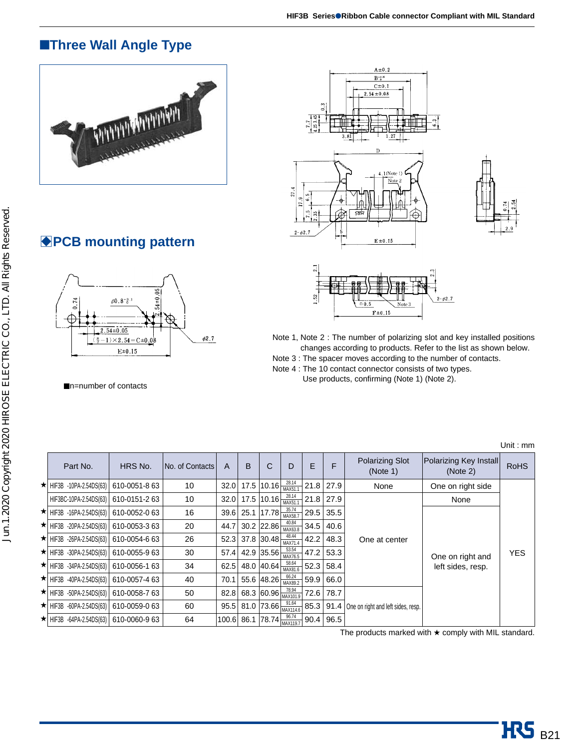## ■Three Wall Angle Type

## ◆PCB mounting pattern

■n=number of contacts

Note 1, Note 2 : The number of polarizing slot and key installed positions changes according to products. Refer to the list as shown below.
Note 3 : The spacer moves according to the number of contacts.
Note 4 : The 10 contact connector consists of two types. Use products, confirming (Note 1) (Note 2).

Unit : mm

| | Part No. | HRS No. | No. of Contacts | A | B | C | D | E | F | Polarizing Slot (Note 1) | Polarizing Key Install (Note 2) | RoHS |
|---|---|---|---|---|---|---|---|---|---|---|---|---|
| ★ | HIF3B -10PA-2.54DS(63) | 610-0051-8 63 | 10 | 32.0 | 17.5 | 10.16 | 28.14 MAX51.1 | 21.8 | 27.9 | None | One on right side | YES |
| | HIF3BC-10PA-2.54DS(63) | 610-0151-2 63 | 10 | 32.0 | 17.5 | 10.16 | 28.14 MAX51.1 | 21.8 | 27.9 | One at center | None | |
| ★ | HIF3B -16PA-2.54DS(63) | 610-0052-0 63 | 16 | 39.6 | 25.1 | 17.78 | 35.74 MAX58.7 | 29.5 | 35.5 | | One on right and left sides, resp. | |
| ★ | HIF3B -20PA-2.54DS(63) | 610-0053-3 63 | 20 | 44.7 | 30.2 | 22.86 | 40.84 MAX63.8 | 34.5 | 40.6 | | | |
| ★ | HIF3B -26PA-2.54DS(63) | 610-0054-6 63 | 26 | 52.3 | 37.8 | 30.48 | 48.44 MAX71.4 | 42.2 | 48.3 | | | |
| ★ | HIF3B -30PA-2.54DS(63) | 610-0055-9 63 | 30 | 57.4 | 42.9 | 35.56 | 53.54 MAX76.5 | 47.2 | 53.3 | | | |
| ★ | HIF3B -34PA-2.54DS(63) | 610-0056-1 63 | 34 | 62.5 | 48.0 | 40.64 | 58.64 MAX81.6 | 52.3 | 58.4 | | | |
| ★ | HIF3B -40PA-2.54DS(63) | 610-0057-4 63 | 40 | 70.1 | 55.6 | 48.26 | 66.24 MAX89.2 | 59.9 | 66.0 | | | |
| ★ | HIF3B -50PA-2.54DS(63) | 610-0058-7 63 | 50 | 82.8 | 68.3 | 60.96 | 78.94 MAX101.9 | 72.6 | 78.7 | One on right and left sides, resp. | | |
| ★ | HIF3B -60PA-2.54DS(63) | 610-0059-0 63 | 60 | 95.5 | 81.0 | 73.66 | 91.64 MAX114.6 | 85.3 | 91.4 | | | |
| ★ | HIF3B -64PA-2.54DS(63) | 610-0060-9 63 | 64 | 100.6 | 86.1 | 78.74 | 96.74 MAX119.7 | 90.4 | 96.5 | | | |

The products marked with ★ comply with MIL standard.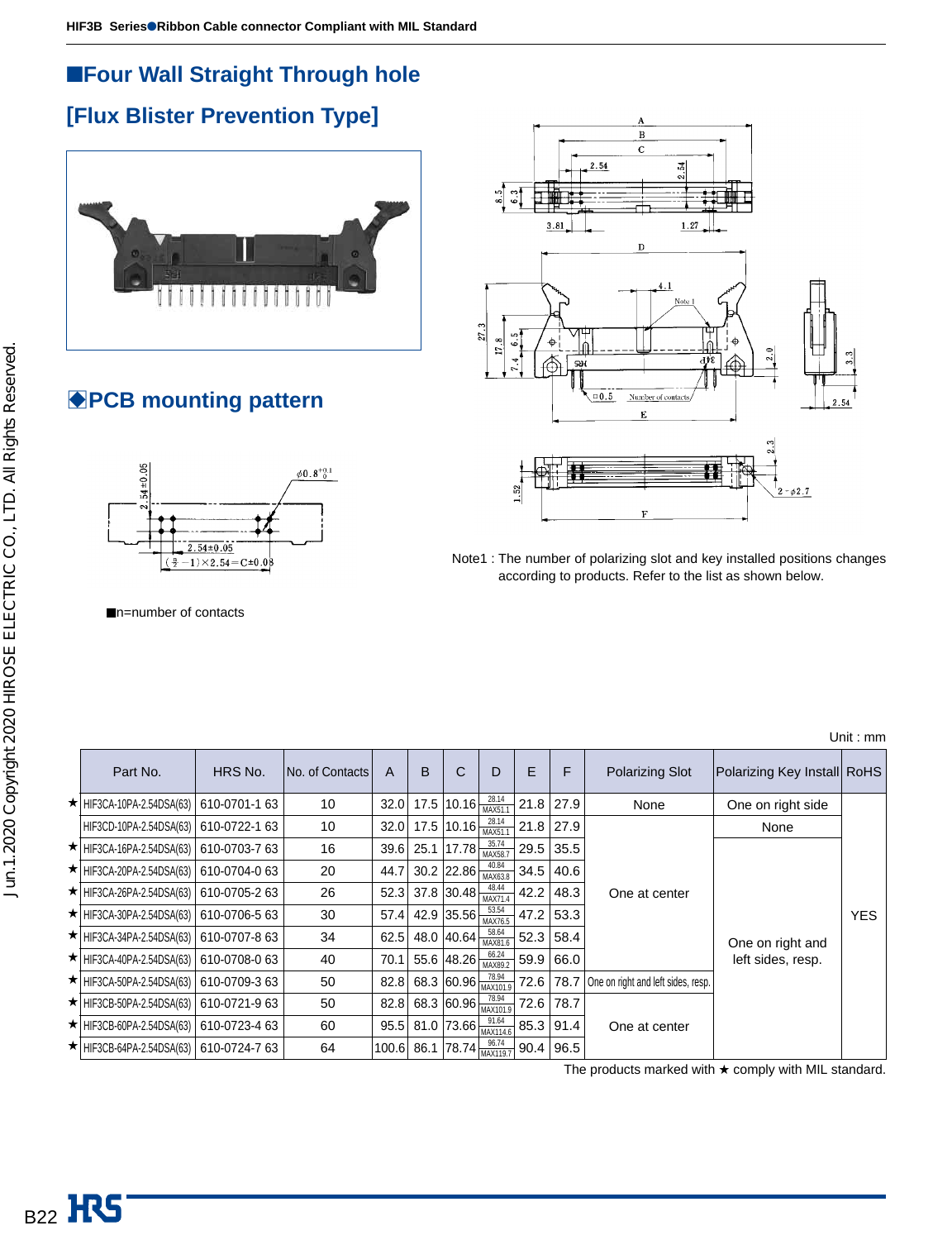## ■Four Wall Straight Through hole

## [Flux Blister Prevention Type]

## ◆PCB mounting pattern

■n=number of contacts

Note1 : The number of polarizing slot and key installed positions changes according to products. Refer to the list as shown below.

Unit : mm

| | Part No. | HRS No. | No. of Contacts | A | B | C | D | E | F | Polarizing Slot | Polarizing Key Install | RoHS |
|---|---|---|---|---|---|---|---|---|---|---|---|---|
| ★ | HIF3CA-10PA-2.54DSA(63) | 610-0701-1 63 | 10 | 32.0 | 17.5 | 10.16 | 28.14 MAX51.1 | 21.8 | 27.9 | None | One on right side | YES |
| | HIF3CD-10PA-2.54DSA(63) | 610-0722-1 63 | 10 | 32.0 | 17.5 | 10.16 | 28.14 MAX51.1 | 21.8 | 27.9 | One at center | None | YES |
| ★ | HIF3CA-16PA-2.54DSA(63) | 610-0703-7 63 | 16 | 39.6 | 25.1 | 17.78 | 35.74 MAX58.7 | 29.5 | 35.5 | One at center | One on right and left sides, resp. | YES |
| ★ | HIF3CA-20PA-2.54DSA(63) | 610-0704-0 63 | 20 | 44.7 | 30.2 | 22.86 | 40.84 MAX63.8 | 34.5 | 40.6 | One at center | One on right and left sides, resp. | YES |
| ★ | HIF3CA-26PA-2.54DSA(63) | 610-0705-2 63 | 26 | 52.3 | 37.8 | 30.48 | 48.44 MAX71.4 | 42.2 | 48.3 | One at center | One on right and left sides, resp. | YES |
| ★ | HIF3CA-30PA-2.54DSA(63) | 610-0706-5 63 | 30 | 57.4 | 42.9 | 35.56 | 53.54 MAX76.5 | 47.2 | 53.3 | One at center | One on right and left sides, resp. | YES |
| ★ | HIF3CA-34PA-2.54DSA(63) | 610-0707-8 63 | 34 | 62.5 | 48.0 | 40.64 | 58.64 MAX81.6 | 52.3 | 58.4 | One at center | One on right and left sides, resp. | YES |
| ★ | HIF3CA-40PA-2.54DSA(63) | 610-0708-0 63 | 40 | 70.1 | 55.6 | 48.26 | 66.24 MAX89.2 | 59.9 | 66.0 | One at center | One on right and left sides, resp. | YES |
| ★ | HIF3CA-50PA-2.54DSA(63) | 610-0709-3 63 | 50 | 82.8 | 68.3 | 60.96 | 78.94 MAX101.9 | 72.6 | 78.7 | One on right and left sides, resp. | One on right and left sides, resp. | YES |
| ★ | HIF3CB-50PA-2.54DSA(63) | 610-0721-9 63 | 50 | 82.8 | 68.3 | 60.96 | 78.94 MAX101.9 | 72.6 | 78.7 | One at center | One on right and left sides, resp. | YES |
| ★ | HIF3CB-60PA-2.54DSA(63) | 610-0723-4 63 | 60 | 95.5 | 81.0 | 73.66 | 91.64 MAX114.6 | 85.3 | 91.4 | One at center | One on right and left sides, resp. | YES |
| ★ | HIF3CB-64PA-2.54DSA(63) | 610-0724-7 63 | 64 | 100.6 | 86.1 | 78.74 | 96.74 MAX119.7 | 90.4 | 96.5 | One at center | One on right and left sides, resp. | YES |

The products marked with ★ comply with MIL standard.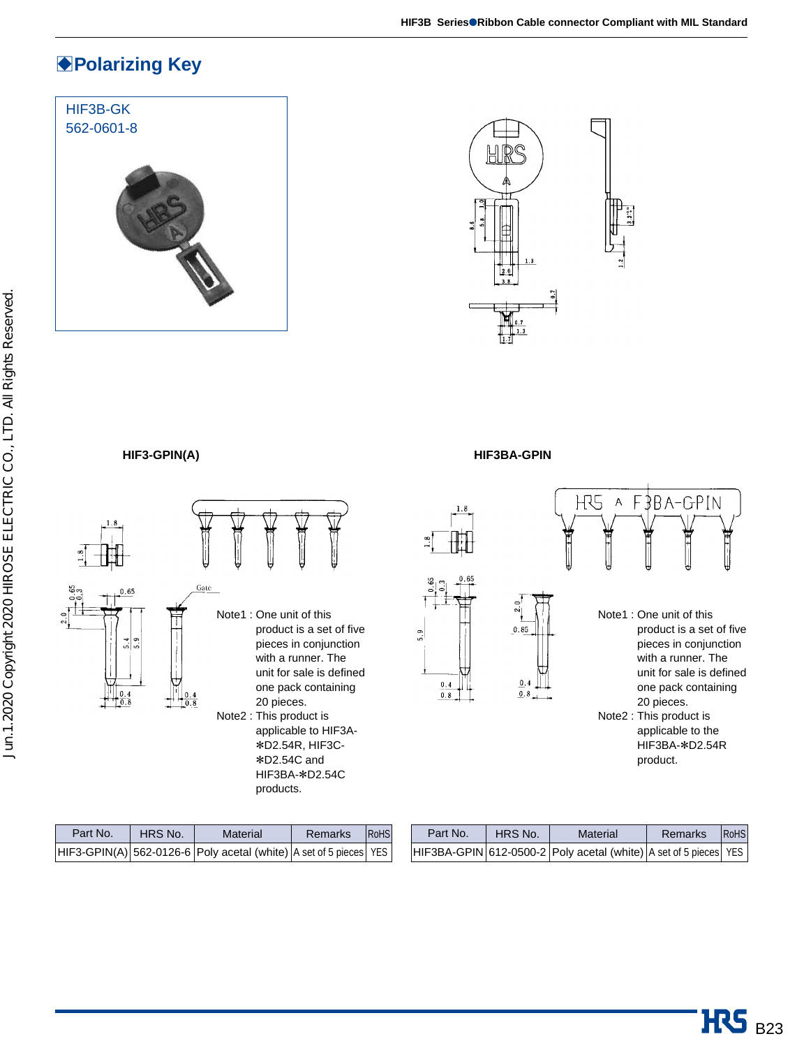## ◆Polarizing Key

HIF3B-GK
562-0601-8

### HIF3-GPIN(A)

Note1 : One unit of this product is a set of five pieces in conjunction with a runner. The unit for sale is defined one pack containing 20 pieces.

Note2 : This product is applicable to HIF3A-∗D2.54R, HIF3C-∗D2.54C and HIF3BA-∗D2.54C products.

| Part No. | HRS No. | Material | Remarks | RoHS |
|---|---|---|---|---|
| HIF3-GPIN(A) | 562-0126-6 | Poly acetal (white) | A set of 5 pieces | YES |

### HIF3BA-GPIN

Note1 : One unit of this product is a set of five pieces in conjunction with a runner. The unit for sale is defined one pack containing 20 pieces.

Note2 : This product is applicable to the HIF3BA-∗D2.54R product.

| Part No. | HRS No. | Material | Remarks | RoHS |
|---|---|---|---|---|
| HIF3BA-GPIN | 612-0500-2 | Poly acetal (white) | A set of 5 pieces | YES |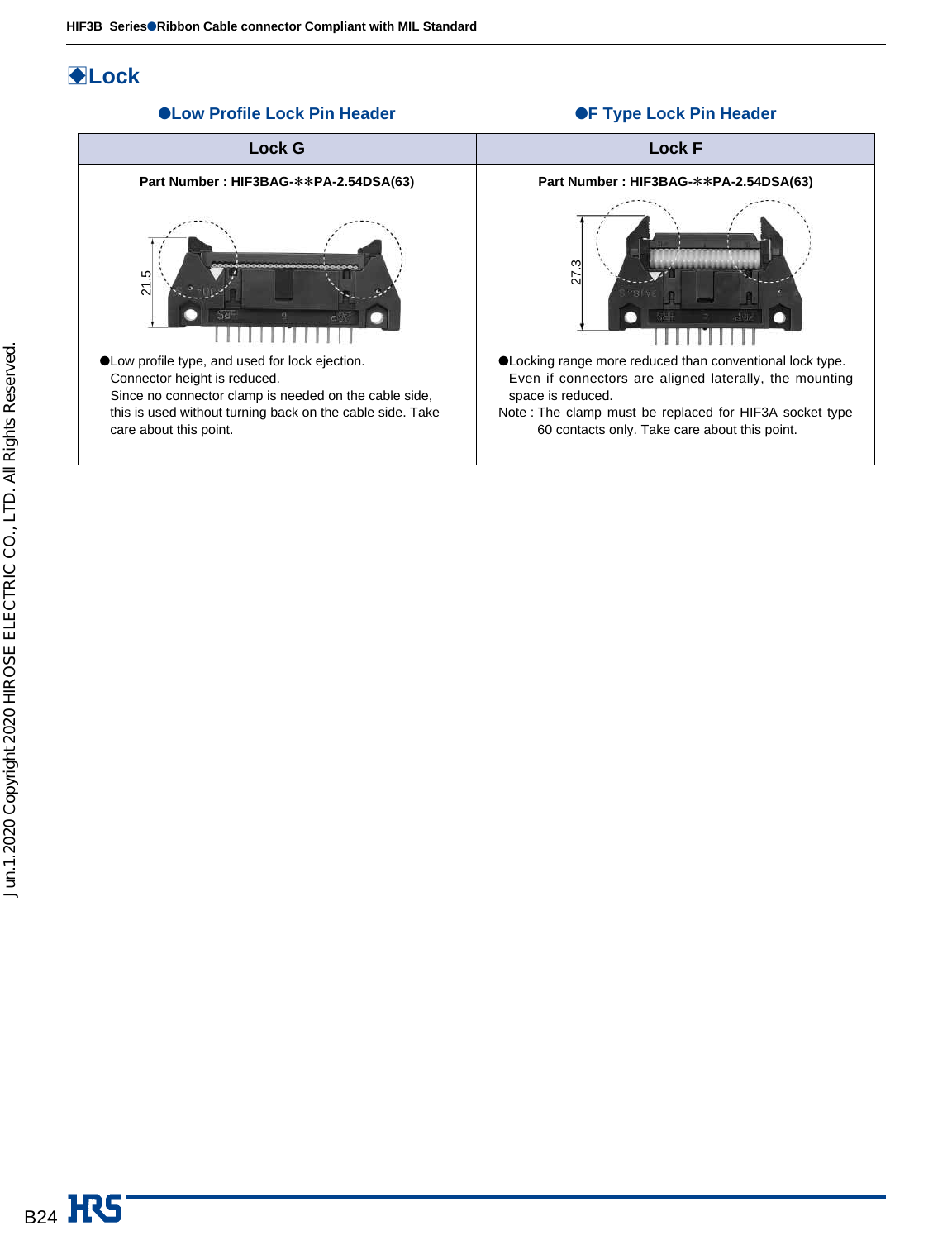## ◆Lock

| ●Low Profile Lock Pin Header | ●F Type Lock Pin Header |
|---|---|
| **Lock G** | **Lock F** |
| **Part Number : HIF3BAG-✻✻PA-2.54DSA(63)** | **Part Number : HIF3BAG-✻✻PA-2.54DSA(63)** |
| 21.5 | 27.3 |
| ●Low profile type, and used for lock ejection. Connector height is reduced. Since no connector clamp is needed on the cable side, this is used without turning back on the cable side. Take care about this point. | ●Locking range more reduced than conventional lock type. Even if connectors are aligned laterally, the mounting space is reduced. Note : The clamp must be replaced for HIF3A socket type 60 contacts only. Take care about this point. |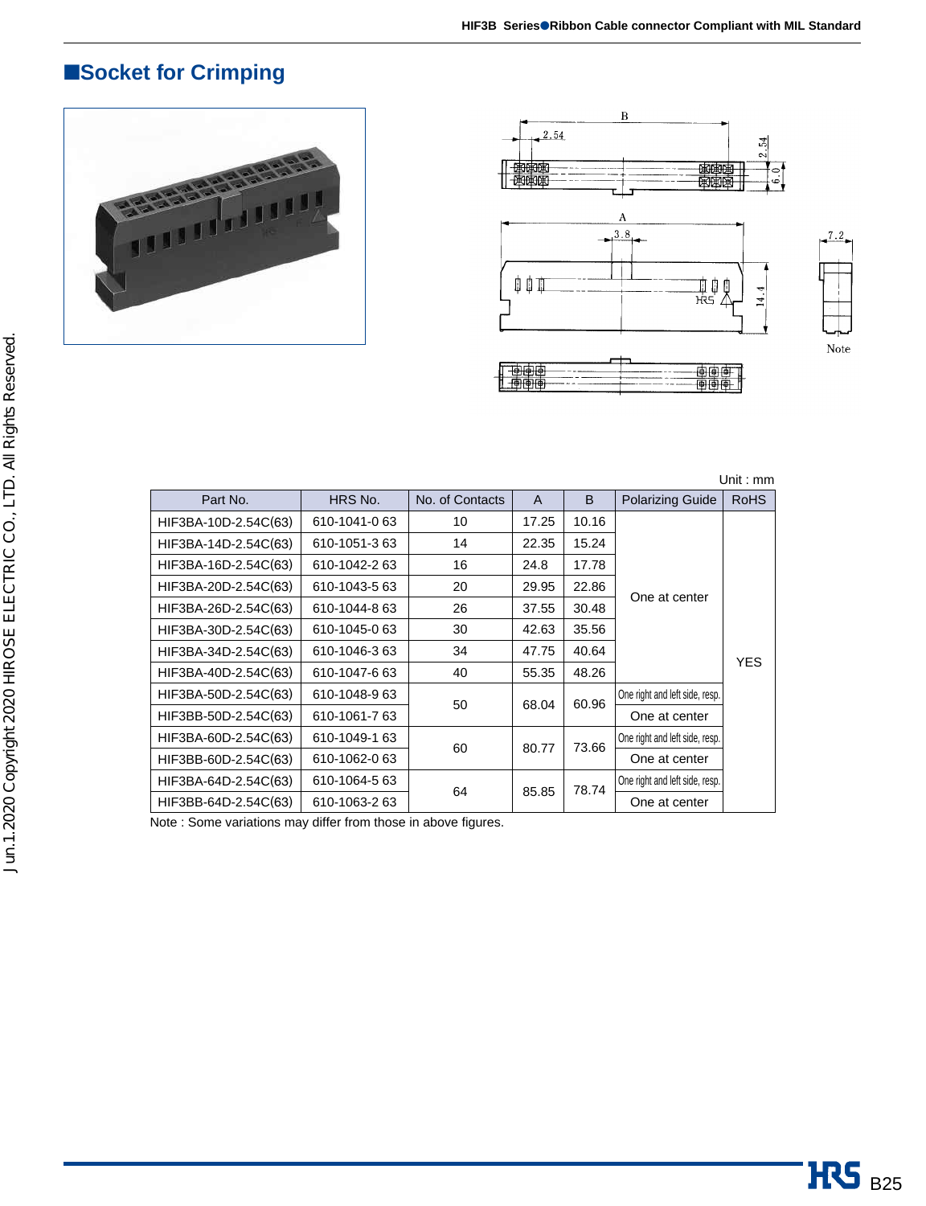## ■Socket for Crimping

Unit : mm

| Part No. | HRS No. | No. of Contacts | A | B | Polarizing Guide | RoHS |
|---|---|---|---|---|---|---|
| HIF3BA-10D-2.54C(63) | 610-1041-0 63 | 10 | 17.25 | 10.16 | One at center | YES |
| HIF3BA-14D-2.54C(63) | 610-1051-3 63 | 14 | 22.35 | 15.24 | One at center | YES |
| HIF3BA-16D-2.54C(63) | 610-1042-2 63 | 16 | 24.8 | 17.78 | One at center | YES |
| HIF3BA-20D-2.54C(63) | 610-1043-5 63 | 20 | 29.95 | 22.86 | One at center | YES |
| HIF3BA-26D-2.54C(63) | 610-1044-8 63 | 26 | 37.55 | 30.48 | One at center | YES |
| HIF3BA-30D-2.54C(63) | 610-1045-0 63 | 30 | 42.63 | 35.56 | One at center | YES |
| HIF3BA-34D-2.54C(63) | 610-1046-3 63 | 34 | 47.75 | 40.64 | One at center | YES |
| HIF3BA-40D-2.54C(63) | 610-1047-6 63 | 40 | 55.35 | 48.26 | One at center | YES |
| HIF3BA-50D-2.54C(63) | 610-1048-9 63 | 50 | 68.04 | 60.96 | One right and left side, resp. | YES |
| HIF3BB-50D-2.54C(63) | 610-1061-7 63 | 50 | 68.04 | 60.96 | One at center | YES |
| HIF3BA-60D-2.54C(63) | 610-1049-1 63 | 60 | 80.77 | 73.66 | One right and left side, resp. | YES |
| HIF3BB-60D-2.54C(63) | 610-1062-0 63 | 60 | 80.77 | 73.66 | One at center | YES |
| HIF3BA-64D-2.54C(63) | 610-1064-5 63 | 64 | 85.85 | 78.74 | One right and left side, resp. | YES |
| HIF3BB-64D-2.54C(63) | 610-1063-2 63 | 64 | 85.85 | 78.74 | One at center | YES |

Note : Some variations may differ from those in above figures.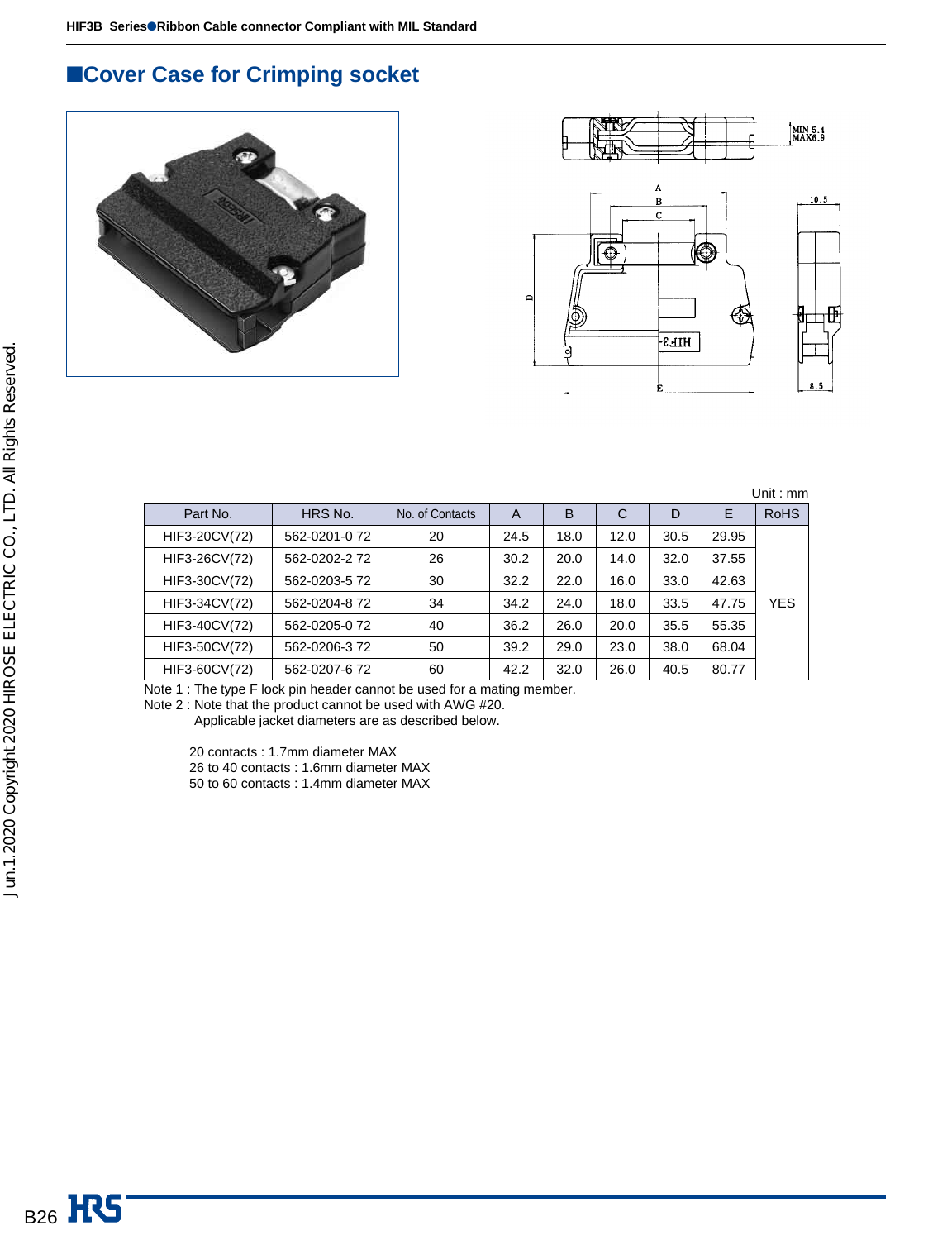## ■Cover Case for Crimping socket

Unit : mm

| Part No. | HRS No. | No. of Contacts | A | B | C | D | E | RoHS |
|---|---|---|---|---|---|---|---|---|
| HIF3-20CV(72) | 562-0201-0 72 | 20 | 24.5 | 18.0 | 12.0 | 30.5 | 29.95 | YES |
| HIF3-26CV(72) | 562-0202-2 72 | 26 | 30.2 | 20.0 | 14.0 | 32.0 | 37.55 | |
| HIF3-30CV(72) | 562-0203-5 72 | 30 | 32.2 | 22.0 | 16.0 | 33.0 | 42.63 | |
| HIF3-34CV(72) | 562-0204-8 72 | 34 | 34.2 | 24.0 | 18.0 | 33.5 | 47.75 | |
| HIF3-40CV(72) | 562-0205-0 72 | 40 | 36.2 | 26.0 | 20.0 | 35.5 | 55.35 | |
| HIF3-50CV(72) | 562-0206-3 72 | 50 | 39.2 | 29.0 | 23.0 | 38.0 | 68.04 | |
| HIF3-60CV(72) | 562-0207-6 72 | 60 | 42.2 | 32.0 | 26.0 | 40.5 | 80.77 | |

Note 1 : The type F lock pin header cannot be used for a mating member.

Note 2 : Note that the product cannot be used with AWG #20.
Applicable jacket diameters are as described below.

20 contacts : 1.7mm diameter MAX
26 to 40 contacts : 1.6mm diameter MAX
50 to 60 contacts : 1.4mm diameter MAX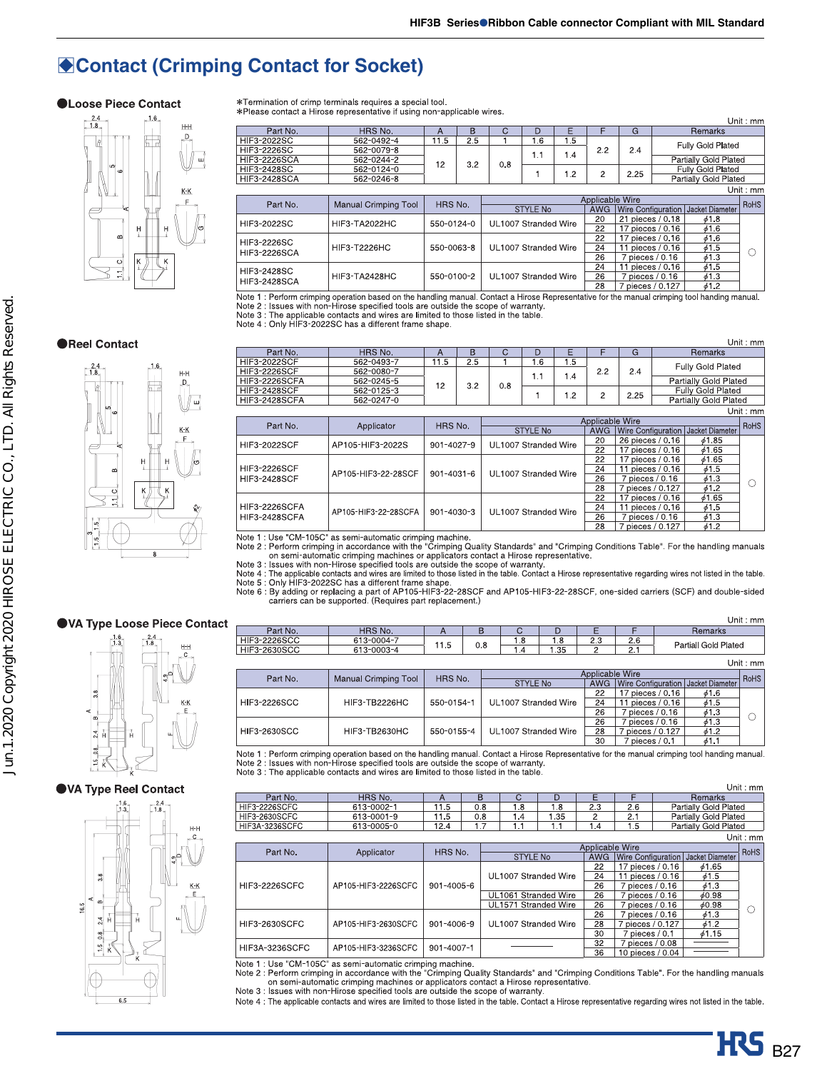# Contact (Crimping Contact for Socket)

## Loose Piece Contact

*Termination of crimp terminals requires a special tool.
*Please contact a Hirose representative if using non-applicable wires.

Unit : mm

| Part No. | HRS No. | A | B | C | D | E | F | G | Remarks |
|---|---|---|---|---|---|---|---|---|---|
| HIF3-2022SC | 562-0492-4 | 11.5 | 2.5 | 1 | 1.6 | 1.5 | 2.2 | 2.4 | Fully Gold Plated |
| HIF3-2226SC | 562-0079-8 | 12 | 3.2 | 0.8 | 1.1 | 1.4 | 2.2 | 2.4 | Fully Gold Plated |
| HIF3-2226SCA | 562-0244-2 | 12 | 3.2 | 0.8 | 1.1 | 1.4 | 2.2 | 2.4 | Partially Gold Plated |
| HIF3-2428SC | 562-0124-0 | 12 | 3.2 | 0.8 | 1 | 1.2 | 2 | 2.25 | Fully Gold Plated |
| HIF3-2428SCA | 562-0246-8 | 12 | 3.2 | 0.8 | 1 | 1.2 | 2 | 2.25 | Partially Gold Plated |

Unit : mm

| Part No. | Manual Crimping Tool | HRS No. | Applicable Wire | | | | RoHS |
|---|---|---|---|---|---|---|---|
| | | | STYLE No | AWG | Wire Configuration | Jacket Diameter | |
| HIF3-2022SC | HIF3-TA2022HC | 550-0124-0 | UL1007 Stranded Wire | 20 | 21 pieces / 0.18 | ϕ1.8 | ○ |
| | | | | 22 | 17 pieces / 0.16 | ϕ1.6 | |
| HIF3-2226SC<br>HIF3-2226SCA | HIF3-T2226HC | 550-0063-8 | UL1007 Stranded Wire | 22 | 17 pieces / 0.16 | ϕ1.6 | |
| | | | | 24 | 11 pieces / 0.16 | ϕ1.5 | |
| | | | | 26 | 7 pieces / 0.16 | ϕ1.3 | |
| HIF3-2428SC<br>HIF3-2428SCA | HIF3-TA2428HC | 550-0100-2 | UL1007 Stranded Wire | 24 | 11 pieces / 0.16 | ϕ1.5 | |
| | | | | 26 | 7 pieces / 0.16 | ϕ1.3 | |
| | | | | 28 | 7 pieces / 0.127 | ϕ1.2 | |

Note 1 : Perform crimping operation based on the handling manual. Contact a Hirose Representative for the manual crimping tool handing manual.
Note 2 : Issues with non-Hirose specified tools are outside the scope of warranty.
Note 3 : The applicable contacts and wires are limited to those listed in the table.
Note 4 : Only HIF3-2022SC has a different frame shape.

## Reel Contact

Unit : mm

| Part No. | HRS No. | A | B | C | D | E | F | G | Remarks |
|---|---|---|---|---|---|---|---|---|---|
| HIF3-2022SCF | 562-0493-7 | 11.5 | 2.5 | 1 | 1.6 | 1.5 | 2.2 | 2.4 | Fully Gold Plated |
| HIF3-2226SCF | 562-0080-7 | 12 | 3.2 | 0.8 | 1.1 | 1.4 | 2.2 | 2.4 | Fully Gold Plated |
| HIF3-2226SCFA | 562-0245-5 | 12 | 3.2 | 0.8 | 1.1 | 1.4 | 2.2 | 2.4 | Partially Gold Plated |
| HIF3-2428SCF | 562-0125-3 | 12 | 3.2 | 0.8 | 1 | 1.2 | 2 | 2.25 | Fully Gold Plated |
| HIF3-2428SCFA | 562-0247-0 | 12 | 3.2 | 0.8 | 1 | 1.2 | 2 | 2.25 | Partially Gold Plated |

Unit : mm

| Part No. | Applicator | HRS No. | Applicable Wire | | | | RoHS |
|---|---|---|---|---|---|---|---|
| | | | STYLE No | AWG | Wire Configuration | Jacket Diameter | |
| HIF3-2022SCF | AP105-HIF3-2022S | 901-4027-9 | UL1007 Stranded Wire | 20 | 26 pieces / 0.16 | ϕ1.85 | ○ |
| | | | | 22 | 17 pieces / 0.16 | ϕ1.65 | |
| HIF3-2226SCF<br>HIF3-2428SCF | AP105-HIF3-22-28SCF | 901-4031-6 | UL1007 Stranded Wire | 22 | 17 pieces / 0.16 | ϕ1.65 | |
| | | | | 24 | 11 pieces / 0.16 | ϕ1.5 | |
| | | | | 26 | 7 pieces / 0.16 | ϕ1.3 | |
| | | | | 28 | 7 pieces / 0.127 | ϕ1.2 | |
| HIF3-2226SCFA<br>HIF3-2428SCFA | AP105-HIF3-22-28SCFA | 901-4030-3 | UL1007 Stranded Wire | 22 | 17 pieces / 0.16 | ϕ1.65 | |
| | | | | 24 | 11 pieces / 0.16 | ϕ1.5 | |
| | | | | 26 | 7 pieces / 0.16 | ϕ1.3 | |
| | | | | 28 | 7 pieces / 0.127 | ϕ1.2 | |

Note 1 : Use "CM-105C" as semi-automatic crimping machine.
Note 2 : Perform crimping in accordance with the "Crimping Quality Standards" and "Crimping Conditions Table". For the handling manuals on semi-automatic crimping machines or applicators contact a Hirose representative.
Note 3 : Issues with non-Hirose specified tools are outside the scope of warranty.
Note 4 : The applicable contacts and wires are limited to those listed in the table. Contact a Hirose representative regarding wires not listed in the table.
Note 5 : Only HIF3-2022SC has a different frame shape.
Note 6 : By adding or replacing a part of AP105-HIF3-22-28SCF and AP105-HIF3-22-28SCF, one-sided carriers (SCF) and double-sided carriers can be supported. (Requires part replacement.)

## VA Type Loose Piece Contact

Unit : mm

| Part No. | HRS No. | A | B | C | D | E | F | Remarks |
|---|---|---|---|---|---|---|---|---|
| HIF3-2226SCC | 613-0004-7 | 11.5 | 0.8 | 1.8 | 1.8 | 2.3 | 2.6 | Partiall Gold Plated |
| HIF3-2630SCC | 613-0003-4 | 11.5 | 0.8 | 1.4 | 1.35 | 2 | 2.1 | Partiall Gold Plated |

Unit : mm

| Part No. | Manual Crimping Tool | HRS No. | Applicable Wire | | | | RoHS |
|---|---|---|---|---|---|---|---|
| | | | STYLE No | AWG | Wire Configuration | Jacket Diameter | |
| HIF3-2226SCC | HIF3-TB2226HC | 550-0154-1 | UL1007 Stranded Wire | 22 | 17 pieces / 0.16 | ϕ1.6 | ○ |
| | | | | 24 | 11 pieces / 0.16 | ϕ1.5 | |
| | | | | 26 | 7 pieces / 0.16 | ϕ1.3 | |
| HIF3-2630SCC | HIF3-TB2630HC | 550-0155-4 | UL1007 Stranded Wire | 26 | 7 pieces / 0.16 | ϕ1.3 | |
| | | | | 28 | 7 pieces / 0.127 | ϕ1.2 | |
| | | | | 30 | 7 pieces / 0.1 | ϕ1.1 | |

Note 1 : Perform crimping operation based on the handling manual. Contact a Hirose Representative for the manual crimping tool handing manual.
Note 2 : Issues with non-Hirose specified tools are outside the scope of warranty.
Note 3 : The applicable contacts and wires are limited to those listed in the table.

## VA Type Reel Contact

Unit : mm

| Part No. | HRS No. | A | B | C | D | E | F | Remarks |
|---|---|---|---|---|---|---|---|---|
| HIF3-2226SCFC | 613-0002-1 | 11.5 | 0.8 | 1.8 | 1.8 | 2.3 | 2.6 | Partially Gold Plated |
| HIF3-2630SCFC | 613-0001-9 | 11.5 | 0.8 | 1.4 | 1.35 | 2 | 2.1 | Partially Gold Plated |
| HIF3A-3236SCFC | 613-0005-0 | 12.4 | 1.7 | 1.1 | 1.1 | 1.4 | 1.5 | Partially Gold Plated |

Unit : mm

| Part No. | Applicator | HRS No. | Applicable Wire | | | | RoHS |
|---|---|---|---|---|---|---|---|
| | | | STYLE No | AWG | Wire Configuration | Jacket Diameter | |
| HIF3-2226SCFC | AP105-HIF3-2226SCFC | 901-4005-6 | UL1007 Stranded Wire | 22 | 17 pieces / 0.16 | ϕ1.65 | ○ |
| | | | | 24 | 11 pieces / 0.16 | ϕ1.5 | |
| | | | | 26 | 7 pieces / 0.16 | ϕ1.3 | |
| | | | UL1061 Stranded Wire | 26 | 7 pieces / 0.16 | ϕ0.98 | |
| | | | UL1571 Stranded Wire | 26 | 7 pieces / 0.16 | ϕ0.98 | |
| HIF3-2630SCFC | AP105-HIF3-2630SCFC | 901-4006-9 | UL1007 Stranded Wire | 26 | 7 pieces / 0.16 | ϕ1.3 | |
| | | | | 28 | 7 pieces / 0.127 | ϕ1.2 | |
| | | | | 30 | 7 pieces / 0.1 | ϕ1.15 | |
| HIF3A-3236SCFC | AP105-HIF3-3236SCFC | 901-4007-1 | ――― | 32 | 7 pieces / 0.08 | ――― | |
| | | | | 36 | 10 pieces / 0.04 | ――― | |

Note 1 : Use "CM-105C" as semi-automatic crimping machine.
Note 2 : Perform crimping in accordance with the "Crimping Quality Standards" and "Crimping Conditions Table". For the handling manuals on semi-automatic crimping machines or applicators contact a Hirose representative.
Note 3 : Issues with non-Hirose specified tools are outside the scope of warranty.
Note 4 : The applicable contacts and wires are limited to those listed in the table. Contact a Hirose representative regarding wires not listed in the table.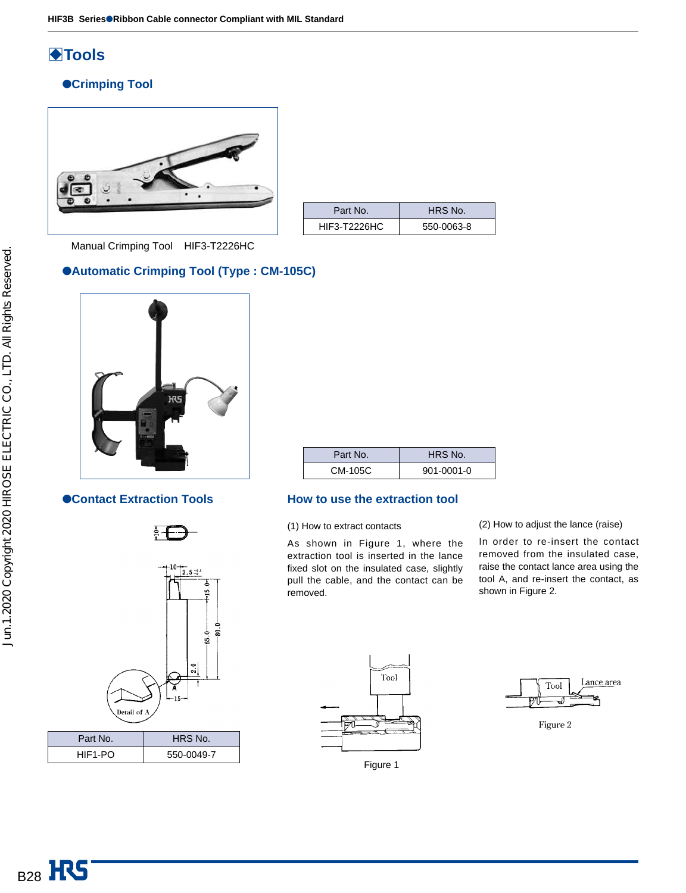# Tools

## Crimping Tool

Manual Crimping Tool　HIF3-T2226HC

| Part No. | HRS No. |
|---|---|
| HIF3-T2226HC | 550-0063-8 |

## Automatic Crimping Tool (Type : CM-105C)

| Part No. | HRS No. |
|---|---|
| CM-105C | 901-0001-0 |

## Contact Extraction Tools

| Part No. | HRS No. |
|---|---|
| HIF1-PO | 550-0049-7 |

## How to use the extraction tool

(1) How to extract contacts

As shown in Figure 1, where the extraction tool is inserted in the lance fixed slot on the insulated case, slightly pull the cable, and the contact can be removed.

(2) How to adjust the lance (raise)

In order to re-insert the contact removed from the insulated case, raise the contact lance area using the tool A, and re-insert the contact, as shown in Figure 2.

Figure 1

Figure 2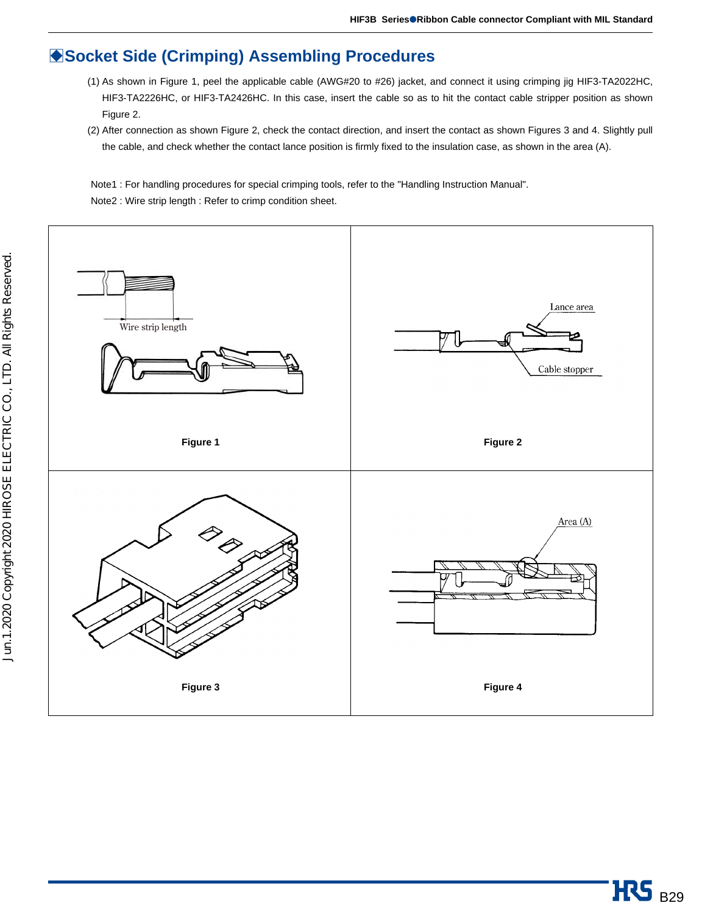## ◆Socket Side (Crimping) Assembling Procedures

(1) As shown in Figure 1, peel the applicable cable (AWG#20 to #26) jacket, and connect it using crimping jig HIF3-TA2022HC, HIF3-TA2226HC, or HIF3-TA2426HC. In this case, insert the cable so as to hit the contact cable stripper position as shown Figure 2.

(2) After connection as shown Figure 2, check the contact direction, and insert the contact as shown Figures 3 and 4. Slightly pull the cable, and check whether the contact lance position is firmly fixed to the insulation case, as shown in the area (A).

Note1 : For handling procedures for special crimping tools, refer to the "Handling Instruction Manual".

Note2 : Wire strip length : Refer to crimp condition sheet.

Wire strip length

Figure 1

Lance area

Cable stopper

Figure 2

Figure 3

Area (A)

Figure 4